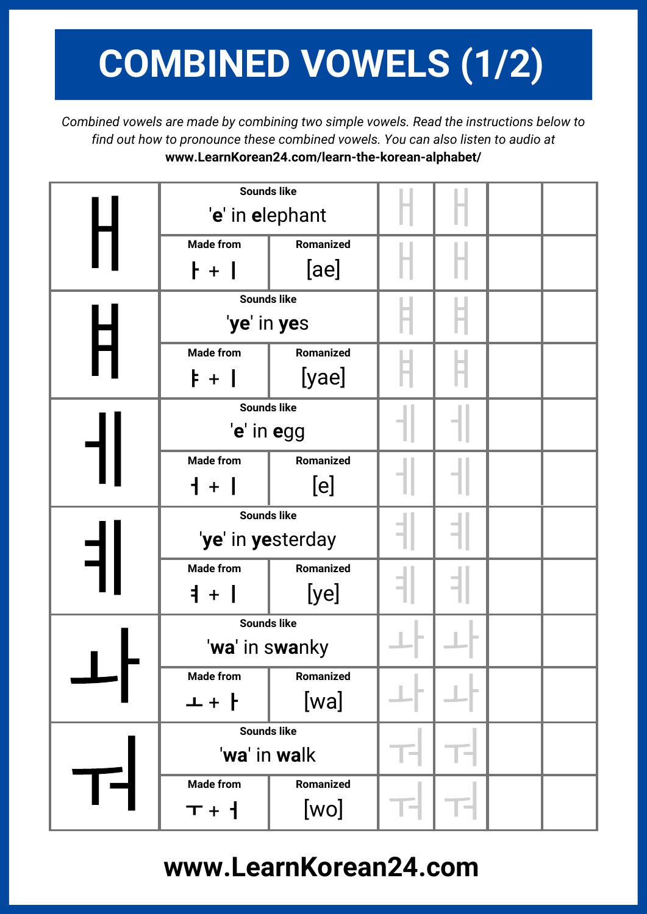# COMBINED VOWELS (1/2)

*Combined vowels are made by combining two simple vowels. Read the instructions below to find out how to pronounce these combined vowels. You can also listen to audio at* **www.LearnKorean24.com/learn-the-korean-alphabet/**

| Vowel | Sounds like | Made from | Romanized |
| --- | --- | --- | --- |
| ㅐ | '**e**' in **e**lephant | ㅏ + ㅣ | [ae] |
| ㅒ | '**ye**' in **ye**s | ㅑ + ㅣ | [yae] |
| ㅔ | '**e**' in **e**gg | ㅓ + ㅣ | [e] |
| ㅖ | '**ye**' in **ye**sterday | ㅕ + ㅣ | [ye] |
| ㅘ | '**wa**' in s**wa**nky | ㅗ + ㅏ | [wa] |
| ㅝ | '**wa**' in **wa**lk | ㅜ + ㅓ | [wo] |

**www.LearnKorean24.com**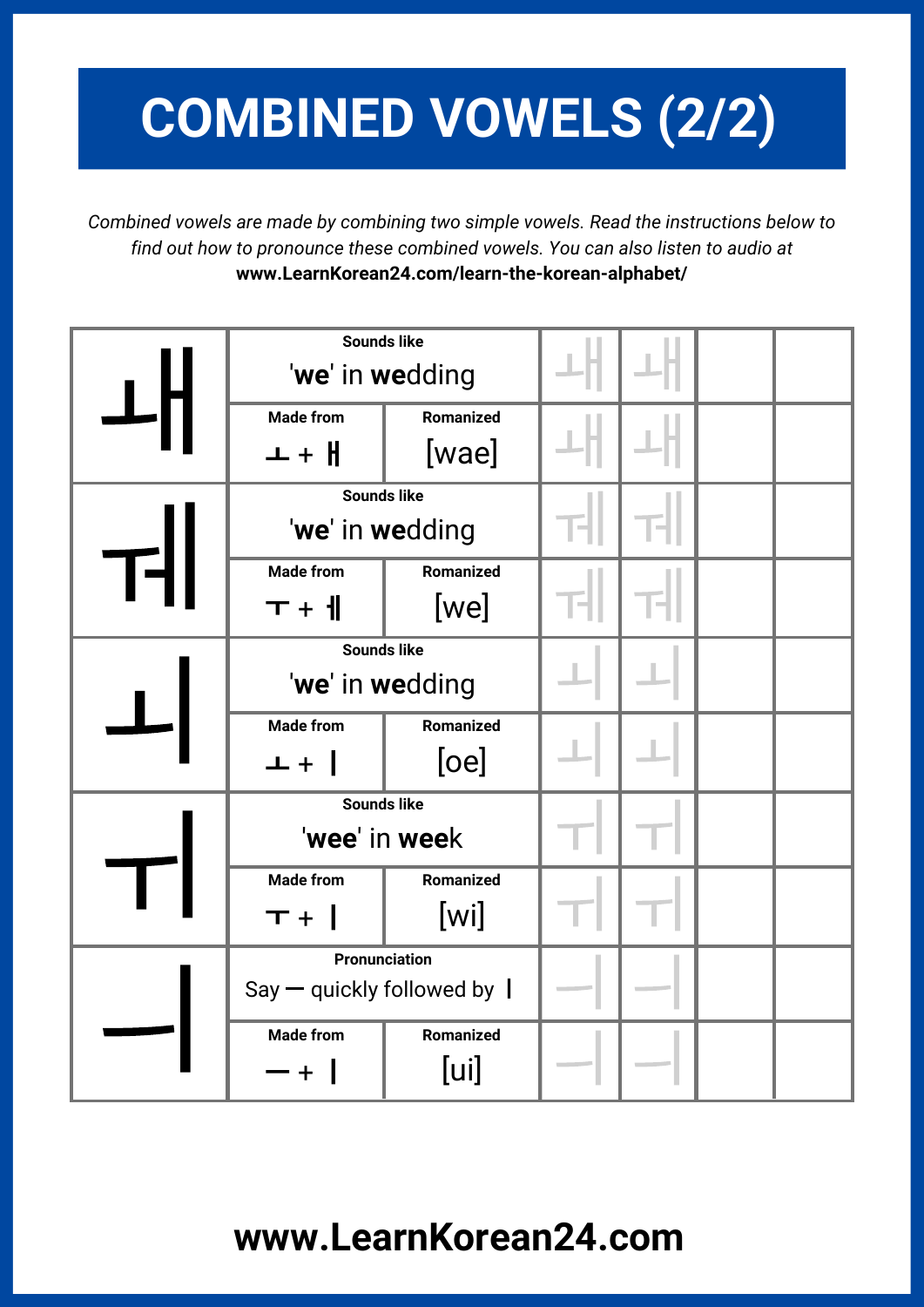# COMBINED VOWELS (2/2)

*Combined vowels are made by combining two simple vowels. Read the instructions below to find out how to pronounce these combined vowels. You can also listen to audio at* **www.LearnKorean24.com/learn-the-korean-alphabet/**

| | | | | | | |
|---|---|---|---|---|---|---|
| ㅙ | Sounds like: '**we**' in **we**dding | | ㅙ | ㅙ | | |
| | Made from: ㅗ + ㅐ | Romanized: [wae] | ㅙ | ㅙ | | |
| ㅞ | Sounds like: '**we**' in **we**dding | | ㅞ | ㅞ | | |
| | Made from: ㅜ + ㅔ | Romanized: [we] | ㅞ | ㅞ | | |
| ㅚ | Sounds like: '**we**' in **we**dding | | ㅚ | ㅚ | | |
| | Made from: ㅗ + ㅣ | Romanized: [oe] | ㅚ | ㅚ | | |
| ㅟ | Sounds like: '**wee**' in **wee**k | | ㅟ | ㅟ | | |
| | Made from: ㅜ + ㅣ | Romanized: [wi] | ㅟ | ㅟ | | |
| ㅢ | Pronunciation: Say ㅡ quickly followed by ㅣ | | ㅢ | ㅢ | | |
| | Made from: ㅡ + ㅣ | Romanized: [ui] | ㅢ | ㅢ | | |

**www.LearnKorean24.com**